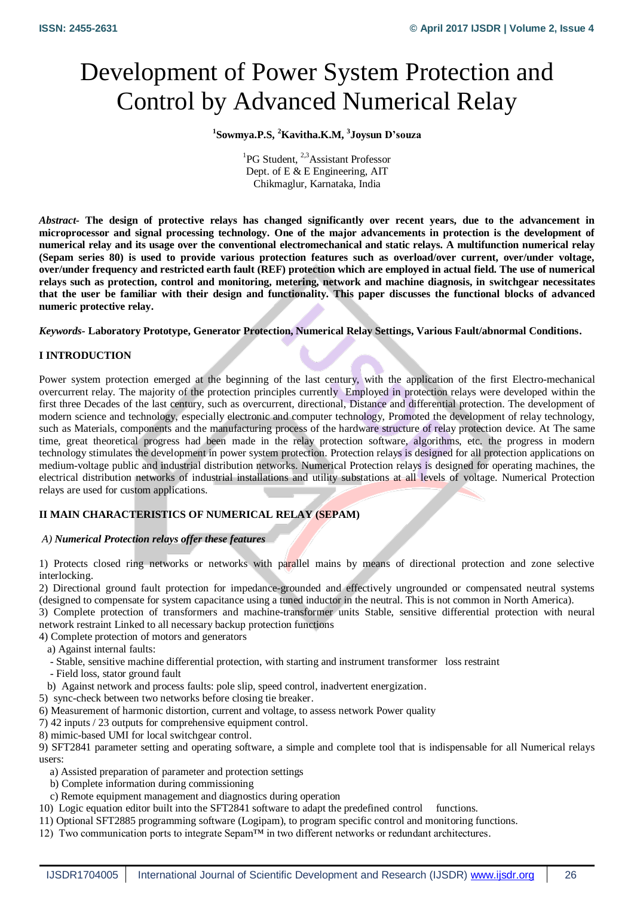# Development of Power System Protection and Control by Advanced Numerical Relay

**[1]Sowmya.P.S, [2]Kavitha.K.M, [3]Joysun D'souza**

[1]PG Student, [2,3]Assistant Professor
Dept. of E & E Engineering, AIT
Chikmaglur, Karnataka, India

***Abstract-*** **The design of protective relays has changed significantly over recent years, due to the advancement in microprocessor and signal processing technology. One of the major advancements in protection is the development of numerical relay and its usage over the conventional electromechanical and static relays. A multifunction numerical relay (Sepam series 80) is used to provide various protection features such as overload/over current, over/under voltage, over/under frequency and restricted earth fault (REF) protection which are employed in actual field. The use of numerical relays such as protection, control and monitoring, metering, network and machine diagnosis, in switchgear necessitates that the user be familiar with their design and functionality. This paper discusses the functional blocks of advanced numeric protective relay.**

***Keywords-*** **Laboratory Prototype, Generator Protection, Numerical Relay Settings, Various Fault/abnormal Conditions.**

## I INTRODUCTION

Power system protection emerged at the beginning of the last century, with the application of the first Electro-mechanical overcurrent relay. The majority of the protection principles currently Employed in protection relays were developed within the first three Decades of the last century, such as overcurrent, directional, Distance and differential protection. The development of modern science and technology, especially electronic and computer technology, Promoted the development of relay technology, such as Materials, components and the manufacturing process of the hardware structure of relay protection device. At The same time, great theoretical progress had been made in the relay protection software, algorithms, etc. the progress in modern technology stimulates the development in power system protection. Protection relays is designed for all protection applications on medium-voltage public and industrial distribution networks. Numerical Protection relays is designed for operating machines, the electrical distribution networks of industrial installations and utility substations at all levels of voltage. Numerical Protection relays are used for custom applications.

## II MAIN CHARACTERISTICS OF NUMERICAL RELAY (SEPAM)

### *A) Numerical Protection relays offer these features*

1) Protects closed ring networks or networks with parallel mains by means of directional protection and zone selective interlocking.
2) Directional ground fault protection for impedance-grounded and effectively ungrounded or compensated neutral systems (designed to compensate for system capacitance using a tuned inductor in the neutral. This is not common in North America).
3) Complete protection of transformers and machine-transformer units Stable, sensitive differential protection with neural network restraint Linked to all necessary backup protection functions
4) Complete protection of motors and generators
   a) Against internal faults:
   - Stable, sensitive machine differential protection, with starting and instrument transformer loss restraint
   - Field loss, stator ground fault
   b) Against network and process faults: pole slip, speed control, inadvertent energization.
5) sync-check between two networks before closing tie breaker.
6) Measurement of harmonic distortion, current and voltage, to assess network Power quality
7) 42 inputs / 23 outputs for comprehensive equipment control.
8) mimic-based UMI for local switchgear control.
9) SFT2841 parameter setting and operating software, a simple and complete tool that is indispensable for all Numerical relays users:
   a) Assisted preparation of parameter and protection settings
   b) Complete information during commissioning
   c) Remote equipment management and diagnostics during operation
10) Logic equation editor built into the SFT2841 software to adapt the predefined control functions.
11) Optional SFT2885 programming software (Logipam), to program specific control and monitoring functions.
12) Two communication ports to integrate Sepam™ in two different networks or redundant architectures.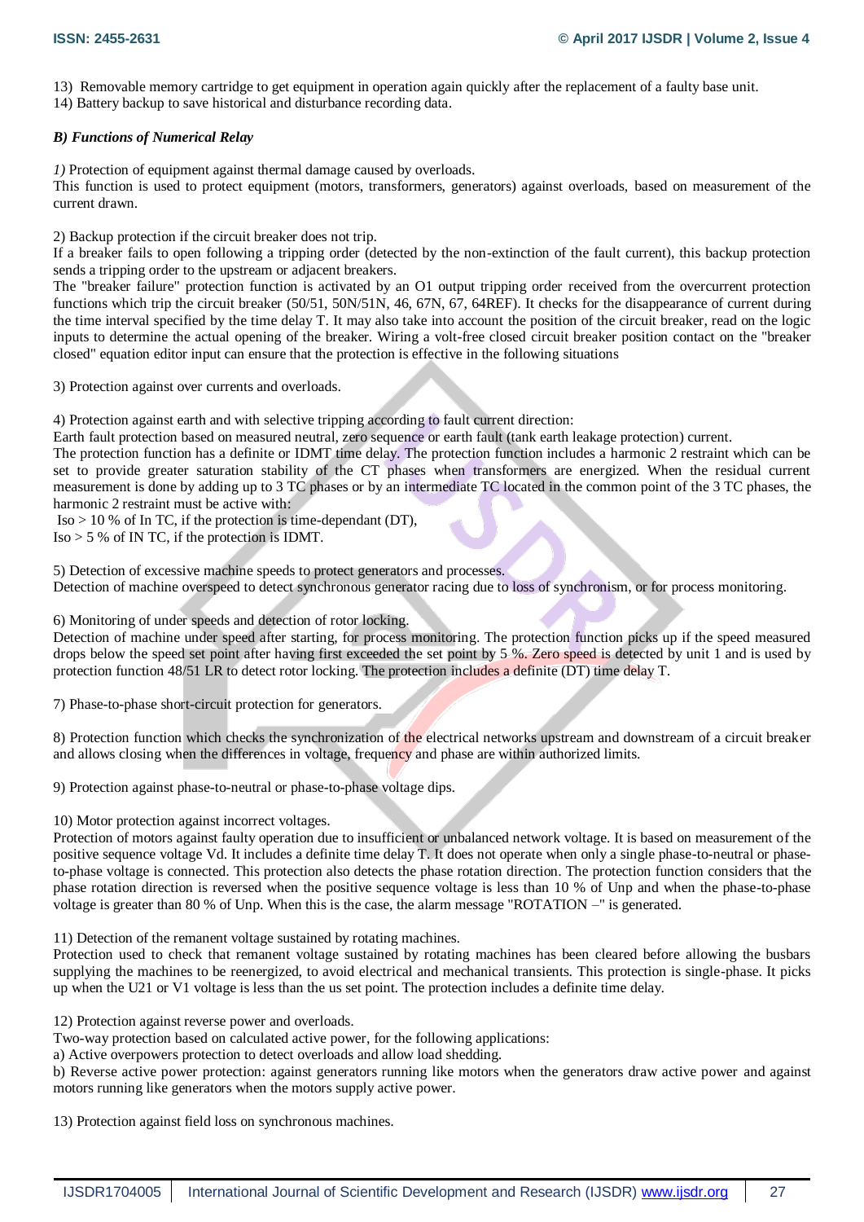13) Removable memory cartridge to get equipment in operation again quickly after the replacement of a faulty base unit.
14) Battery backup to save historical and disturbance recording data.

### *B) Functions of Numerical Relay*

*1)* Protection of equipment against thermal damage caused by overloads.
This function is used to protect equipment (motors, transformers, generators) against overloads, based on measurement of the current drawn.

2) Backup protection if the circuit breaker does not trip.
If a breaker fails to open following a tripping order (detected by the non-extinction of the fault current), this backup protection sends a tripping order to the upstream or adjacent breakers.
The "breaker failure" protection function is activated by an O1 output tripping order received from the overcurrent protection functions which trip the circuit breaker (50/51, 50N/51N, 46, 67N, 67, 64REF). It checks for the disappearance of current during the time interval specified by the time delay T. It may also take into account the position of the circuit breaker, read on the logic inputs to determine the actual opening of the breaker. Wiring a volt-free closed circuit breaker position contact on the "breaker closed" equation editor input can ensure that the protection is effective in the following situations

3) Protection against over currents and overloads.

4) Protection against earth and with selective tripping according to fault current direction:
Earth fault protection based on measured neutral, zero sequence or earth fault (tank earth leakage protection) current.
The protection function has a definite or IDMT time delay. The protection function includes a harmonic 2 restraint which can be set to provide greater saturation stability of the CT phases when transformers are energized. When the residual current measurement is done by adding up to 3 TC phases or by an intermediate TC located in the common point of the 3 TC phases, the harmonic 2 restraint must be active with:
Iso > 10 % of In TC, if the protection is time-dependant (DT),
Iso > 5 % of IN TC, if the protection is IDMT.

5) Detection of excessive machine speeds to protect generators and processes.
Detection of machine overspeed to detect synchronous generator racing due to loss of synchronism, or for process monitoring.

6) Monitoring of under speeds and detection of rotor locking.
Detection of machine under speed after starting, for process monitoring. The protection function picks up if the speed measured drops below the speed set point after having first exceeded the set point by 5 %. Zero speed is detected by unit 1 and is used by protection function 48/51 LR to detect rotor locking. The protection includes a definite (DT) time delay T.

7) Phase-to-phase short-circuit protection for generators.

8) Protection function which checks the synchronization of the electrical networks upstream and downstream of a circuit breaker and allows closing when the differences in voltage, frequency and phase are within authorized limits.

9) Protection against phase-to-neutral or phase-to-phase voltage dips.

10) Motor protection against incorrect voltages.
Protection of motors against faulty operation due to insufficient or unbalanced network voltage. It is based on measurement of the positive sequence voltage Vd. It includes a definite time delay T. It does not operate when only a single phase-to-neutral or phase-to-phase voltage is connected. This protection also detects the phase rotation direction. The protection function considers that the phase rotation direction is reversed when the positive sequence voltage is less than 10 % of Unp and when the phase-to-phase voltage is greater than 80 % of Unp. When this is the case, the alarm message "ROTATION –" is generated.

11) Detection of the remanent voltage sustained by rotating machines.
Protection used to check that remanent voltage sustained by rotating machines has been cleared before allowing the busbars supplying the machines to be reenergized, to avoid electrical and mechanical transients. This protection is single-phase. It picks up when the U21 or V1 voltage is less than the us set point. The protection includes a definite time delay.

12) Protection against reverse power and overloads.
Two-way protection based on calculated active power, for the following applications:
a) Active overpowers protection to detect overloads and allow load shedding.
b) Reverse active power protection: against generators running like motors when the generators draw active power and against motors running like generators when the motors supply active power.

13) Protection against field loss on synchronous machines.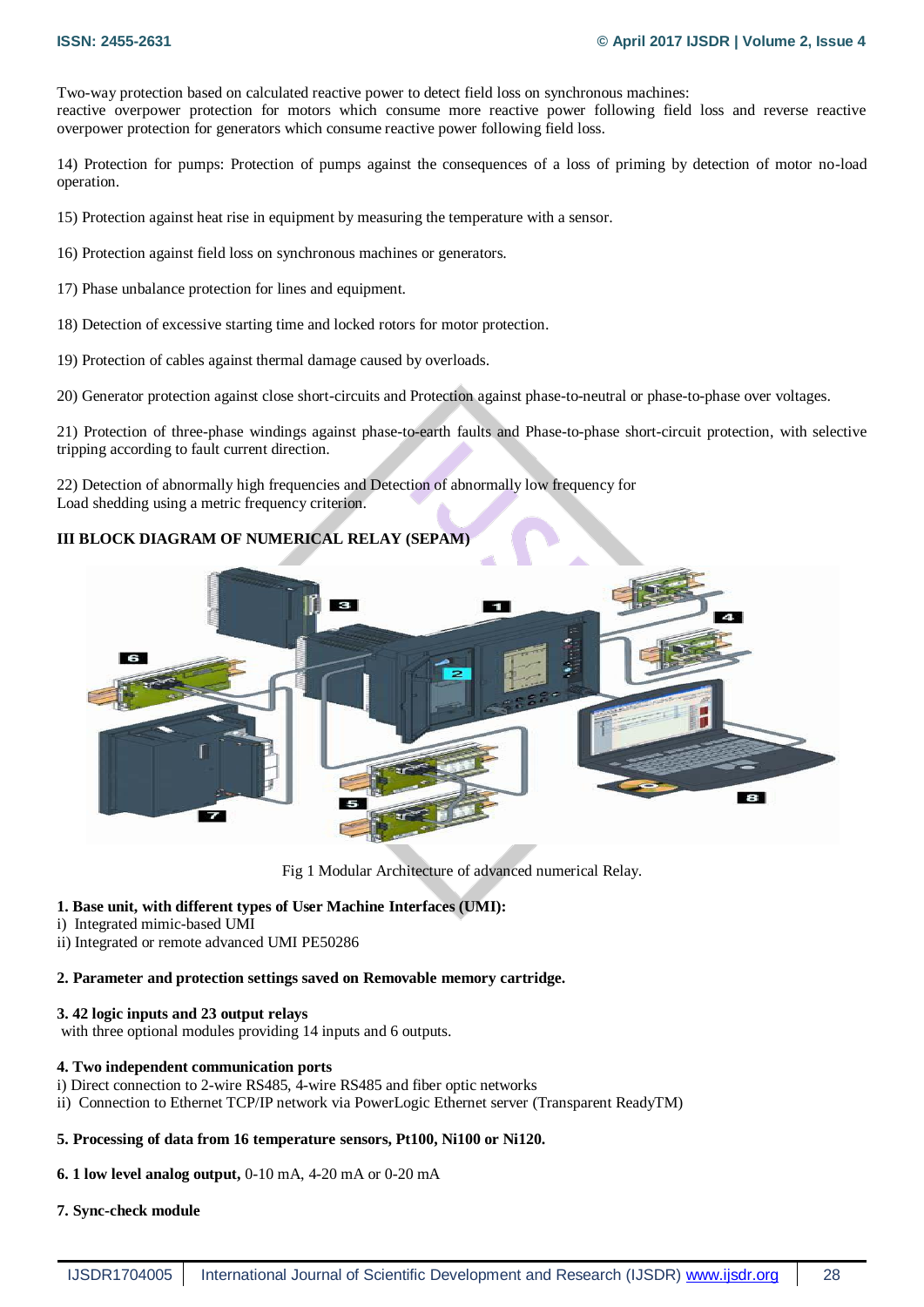Two-way protection based on calculated reactive power to detect field loss on synchronous machines:
reactive overpower protection for motors which consume more reactive power following field loss and reverse reactive overpower protection for generators which consume reactive power following field loss.

14) Protection for pumps: Protection of pumps against the consequences of a loss of priming by detection of motor no-load operation.

15) Protection against heat rise in equipment by measuring the temperature with a sensor.

16) Protection against field loss on synchronous machines or generators.

17) Phase unbalance protection for lines and equipment.

18) Detection of excessive starting time and locked rotors for motor protection.

19) Protection of cables against thermal damage caused by overloads.

20) Generator protection against close short-circuits and Protection against phase-to-neutral or phase-to-phase over voltages.

21) Protection of three-phase windings against phase-to-earth faults and Phase-to-phase short-circuit protection, with selective tripping according to fault current direction.

22) Detection of abnormally high frequencies and Detection of abnormally low frequency for
Load shedding using a metric frequency criterion.

## III BLOCK DIAGRAM OF NUMERICAL RELAY (SEPAM)

Fig 1 Modular Architecture of advanced numerical Relay.

**1. Base unit, with different types of User Machine Interfaces (UMI):**
i) Integrated mimic-based UMI
ii) Integrated or remote advanced UMI PE50286

**2. Parameter and protection settings saved on Removable memory cartridge.**

**3. 42 logic inputs and 23 output relays**
with three optional modules providing 14 inputs and 6 outputs.

**4. Two independent communication ports**
i) Direct connection to 2-wire RS485, 4-wire RS485 and fiber optic networks
ii) Connection to Ethernet TCP/IP network via PowerLogic Ethernet server (Transparent ReadyTM)

**5. Processing of data from 16 temperature sensors, Pt100, Ni100 or Ni120.**

**6. 1 low level analog output,** 0-10 mA, 4-20 mA or 0-20 mA

**7. Sync-check module**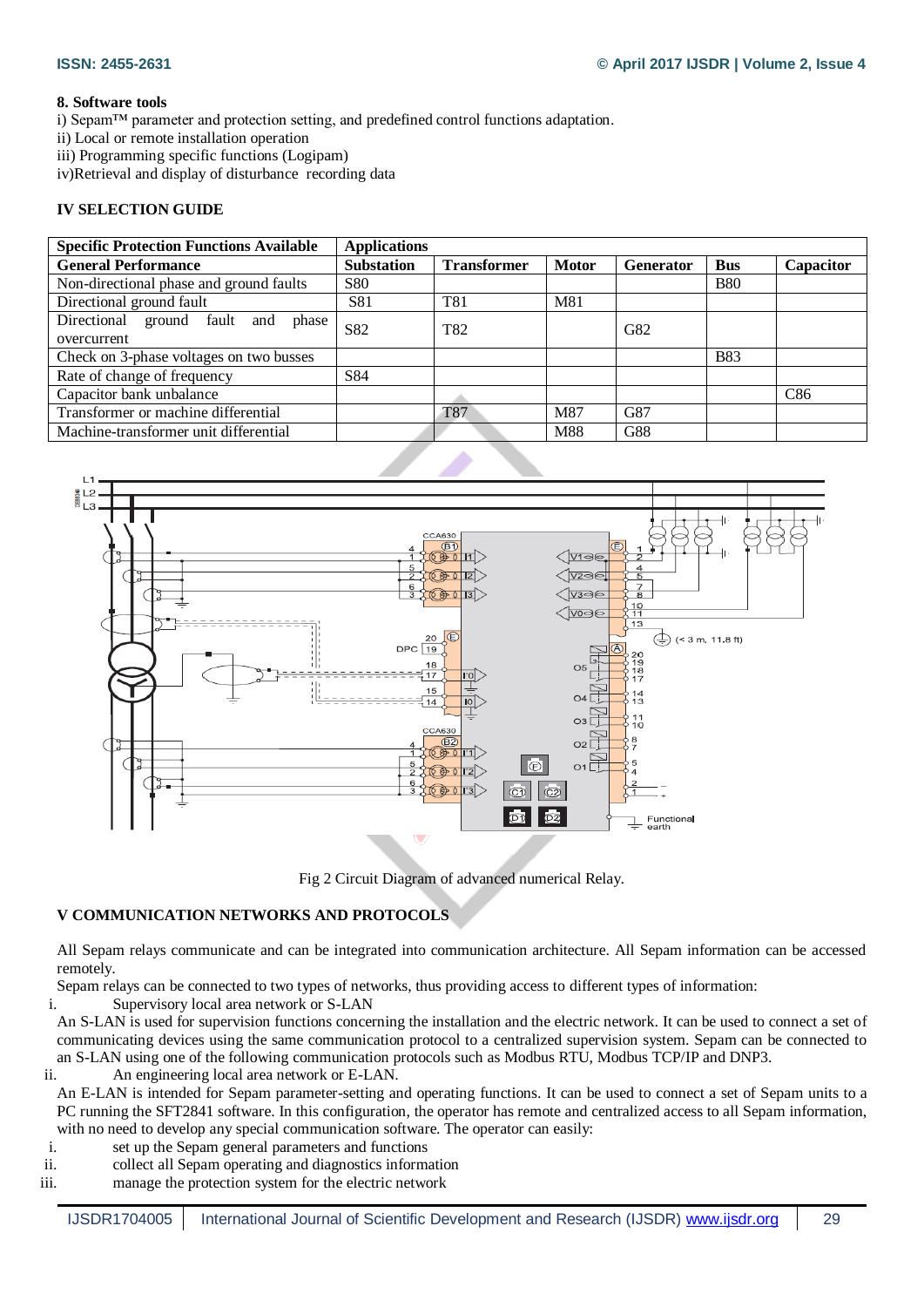**8. Software tools**

i) Sepam™ parameter and protection setting, and predefined control functions adaptation.
ii) Local or remote installation operation
iii) Programming specific functions (Logipam)
iv)Retrieval and display of disturbance recording data

## IV SELECTION GUIDE

| Specific Protection Functions Available | Applications | | | | | |
|---|---|---|---|---|---|---|
| **General Performance** | **Substation** | **Transformer** | **Motor** | **Generator** | **Bus** | **Capacitor** |
| Non-directional phase and ground faults | S80 | | | | B80 | |
| Directional ground fault | S81 | T81 | M81 | | | |
| Directional ground fault and phase overcurrent | S82 | T82 | | G82 | | |
| Check on 3-phase voltages on two busses | | | | | B83 | |
| Rate of change of frequency | S84 | | | | | |
| Capacitor bank unbalance | | | | | | C86 |
| Transformer or machine differential | | T87 | M87 | G87 | | |
| Machine-transformer unit differential | | | M88 | G88 | | |

Fig 2 Circuit Diagram of advanced numerical Relay.

## V COMMUNICATION NETWORKS AND PROTOCOLS

All Sepam relays communicate and can be integrated into communication architecture. All Sepam information can be accessed remotely.

Sepam relays can be connected to two types of networks, thus providing access to different types of information:

i. Supervisory local area network or S-LAN

An S-LAN is used for supervision functions concerning the installation and the electric network. It can be used to connect a set of communicating devices using the same communication protocol to a centralized supervision system. Sepam can be connected to an S-LAN using one of the following communication protocols such as Modbus RTU, Modbus TCP/IP and DNP3.

ii. An engineering local area network or E-LAN.

An E-LAN is intended for Sepam parameter-setting and operating functions. It can be used to connect a set of Sepam units to a PC running the SFT2841 software. In this configuration, the operator has remote and centralized access to all Sepam information, with no need to develop any special communication software. The operator can easily:

i. set up the Sepam general parameters and functions
ii. collect all Sepam operating and diagnostics information
iii. manage the protection system for the electric network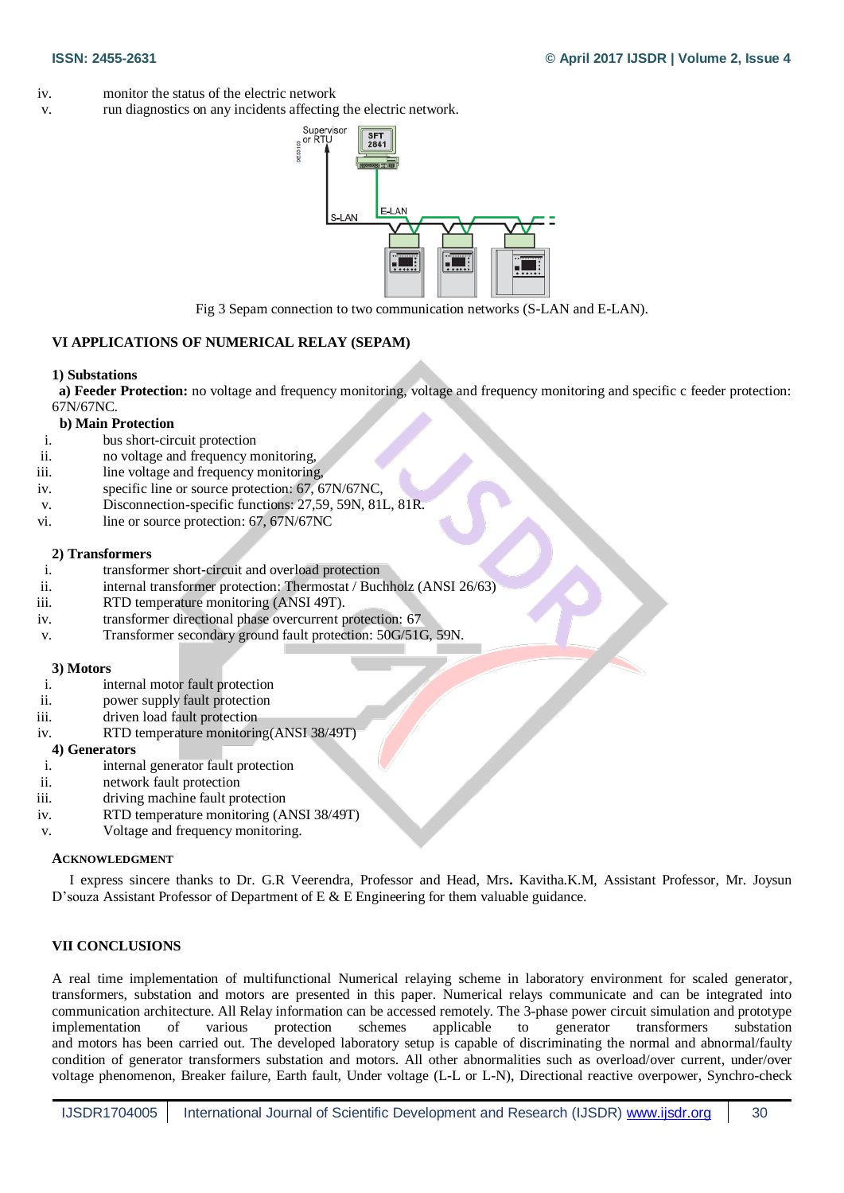iv. monitor the status of the electric network
v. run diagnostics on any incidents affecting the electric network.

Fig 3 Sepam connection to two communication networks (S-LAN and E-LAN).

## VI APPLICATIONS OF NUMERICAL RELAY (SEPAM)

### 1) Substations

**a) Feeder Protection:** no voltage and frequency monitoring, voltage and frequency monitoring and specific c feeder protection: 67N/67NC.

**b) Main Protection**

i. bus short-circuit protection
ii. no voltage and frequency monitoring,
iii. line voltage and frequency monitoring,
iv. specific line or source protection: 67, 67N/67NC,
v. Disconnection-specific functions: 27,59, 59N, 81L, 81R.
vi. line or source protection: 67, 67N/67NC

### 2) Transformers

i. transformer short-circuit and overload protection
ii. internal transformer protection: Thermostat / Buchholz (ANSI 26/63)
iii. RTD temperature monitoring (ANSI 49T).
iv. transformer directional phase overcurrent protection: 67
v. Transformer secondary ground fault protection: 50G/51G, 59N.

### 3) Motors

i. internal motor fault protection
ii. power supply fault protection
iii. driven load fault protection
iv. RTD temperature monitoring(ANSI 38/49T)

### 4) Generators

i. internal generator fault protection
ii. network fault protection
iii. driving machine fault protection
iv. RTD temperature monitoring (ANSI 38/49T)
v. Voltage and frequency monitoring.

### ACKNOWLEDGMENT

I express sincere thanks to Dr. G.R Veerendra, Professor and Head, Mrs**.** Kavitha.K.M, Assistant Professor, Mr. Joysun D'souza Assistant Professor of Department of E & E Engineering for them valuable guidance.

## VII CONCLUSIONS

A real time implementation of multifunctional Numerical relaying scheme in laboratory environment for scaled generator, transformers, substation and motors are presented in this paper. Numerical relays communicate and can be integrated into communication architecture. All Relay information can be accessed remotely. The 3-phase power circuit simulation and prototype implementation of various protection schemes applicable to generator transformers substation and motors has been carried out. The developed laboratory setup is capable of discriminating the normal and abnormal/faulty condition of generator transformers substation and motors. All other abnormalities such as overload/over current, under/over voltage phenomenon, Breaker failure, Earth fault, Under voltage (L-L or L-N), Directional reactive overpower, Synchro-check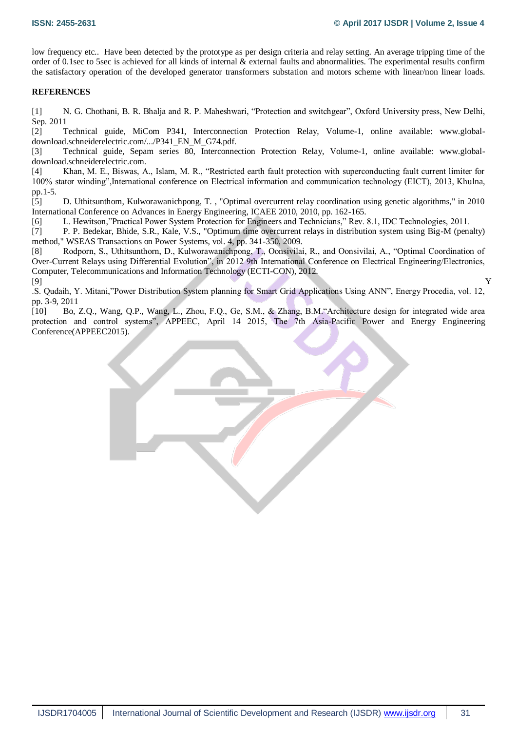low frequency etc.. Have been detected by the prototype as per design criteria and relay setting. An average tripping time of the order of 0.1sec to 5sec is achieved for all kinds of internal & external faults and abnormalities. The experimental results confirm the satisfactory operation of the developed generator transformers substation and motors scheme with linear/non linear loads.

## REFERENCES

[1] N. G. Chothani, B. R. Bhalja and R. P. Maheshwari, "Protection and switchgear", Oxford University press, New Delhi, Sep. 2011

[2] Technical guide, MiCom P341, Interconnection Protection Relay, Volume-1, online available: www.global-download.schneiderelectric.com/.../P341_EN_M_G74.pdf.

[3] Technical guide, Sepam series 80, Interconnection Protection Relay, Volume-1, online available: www.global-download.schneiderelectric.com.

[4] Khan, M. E., Biswas, A., Islam, M. R., "Restricted earth fault protection with superconducting fault current limiter for 100% stator winding",International conference on Electrical information and communication technology (EICT), 2013, Khulna, pp.1-5.

[5] D. Uthitsunthom, Kulworawanichpong, T. , "Optimal overcurrent relay coordination using genetic algorithms," in 2010 International Conference on Advances in Energy Engineering, ICAEE 2010, 2010, pp. 162-165.

[6] L. Hewitson,"Practical Power System Protection for Engineers and Technicians," Rev. 8.1, IDC Technologies, 2011.

[7] P. P. Bedekar, Bhide, S.R., Kale, V.S., "Optimum time overcurrent relays in distribution system using Big-M (penalty) method," WSEAS Transactions on Power Systems, vol. 4, pp. 341-350, 2009.

[8] Rodporn, S., Uthitsunthorn, D., Kulworawanichpong, T., Oonsivilai, R., and Oonsivilai, A., "Optimal Coordination of Over-Current Relays using Differential Evolution", in 2012 9th International Conference on Electrical Engineering/Electronics, Computer, Telecommunications and Information Technology (ECTI-CON), 2012.

[9] Y .S. Qudaih, Y. Mitani,"Power Distribution System planning for Smart Grid Applications Using ANN", Energy Procedia, vol. 12, pp. 3-9, 2011

[10] Bo, Z.Q., Wang, Q.P., Wang, L., Zhou, F.Q., Ge, S.M., & Zhang, B.M."Architecture design for integrated wide area protection and control systems", APPEEC, April 14 2015, The 7th Asia-Pacific Power and Energy Engineering Conference(APPEEC2015).